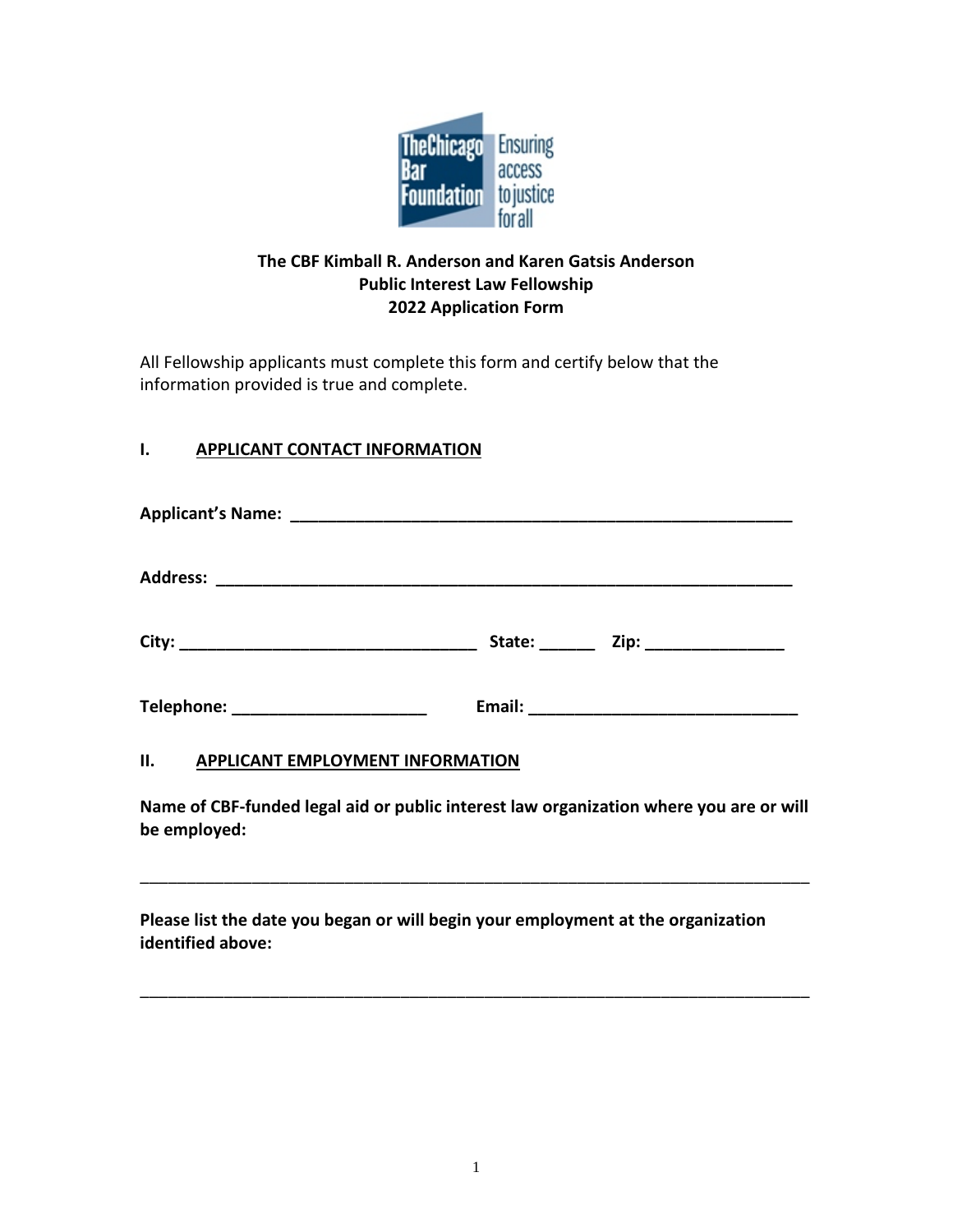The Chicago Bar Foundation — Ensuring access to justice for all

**The CBF Kimball R. Anderson and Karen Gatsis Anderson**
**Public Interest Law Fellowship**
**2022 Application Form**

All Fellowship applicants must complete this form and certify below that the information provided is true and complete.

## I. APPLICANT CONTACT INFORMATION

**Applicant's Name:** ______________________________________________________

**Address:** ____________________________________________________________

**City:** ______________________________ **State:** ______ **Zip:** _______________

**Telephone:** _____________________ **Email:** ____________________________

## II. APPLICANT EMPLOYMENT INFORMATION

**Name of CBF-funded legal aid or public interest law organization where you are or will be employed:**

___________________________________________________________________________

**Please list the date you began or will begin your employment at the organization identified above:**

___________________________________________________________________________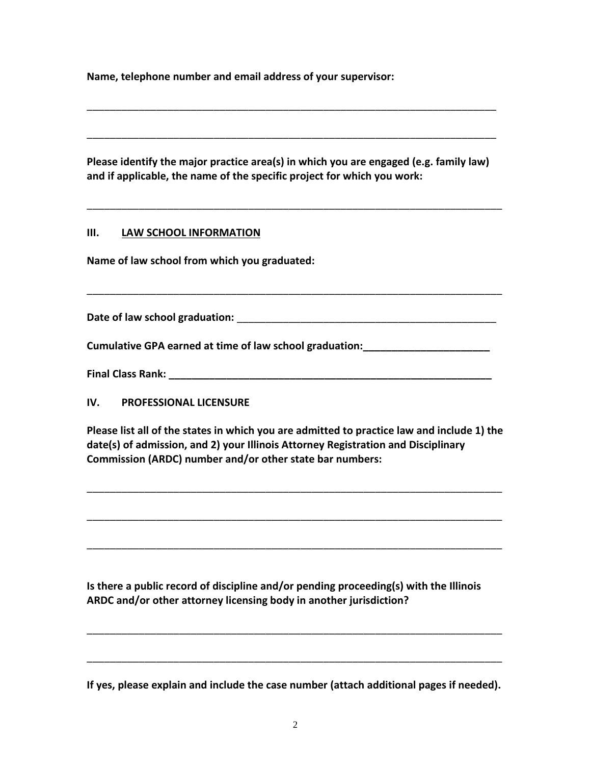**Name, telephone number and email address of your supervisor:**

\_\_\_\_\_\_\_\_\_\_\_\_\_\_\_\_\_\_\_\_\_\_\_\_\_\_\_\_\_\_\_\_\_\_\_\_\_\_\_\_\_\_\_\_\_\_\_\_\_\_\_\_\_\_\_\_\_\_\_\_\_\_\_\_\_\_\_\_\_\_\_\_

\_\_\_\_\_\_\_\_\_\_\_\_\_\_\_\_\_\_\_\_\_\_\_\_\_\_\_\_\_\_\_\_\_\_\_\_\_\_\_\_\_\_\_\_\_\_\_\_\_\_\_\_\_\_\_\_\_\_\_\_\_\_\_\_\_\_\_\_\_\_\_\_

**Please identify the major practice area(s) in which you are engaged (e.g. family law) and if applicable, the name of the specific project for which you work:**

\_\_\_\_\_\_\_\_\_\_\_\_\_\_\_\_\_\_\_\_\_\_\_\_\_\_\_\_\_\_\_\_\_\_\_\_\_\_\_\_\_\_\_\_\_\_\_\_\_\_\_\_\_\_\_\_\_\_\_\_\_\_\_\_\_\_\_\_\_\_\_\_

## III. LAW SCHOOL INFORMATION

**Name of law school from which you graduated:**

\_\_\_\_\_\_\_\_\_\_\_\_\_\_\_\_\_\_\_\_\_\_\_\_\_\_\_\_\_\_\_\_\_\_\_\_\_\_\_\_\_\_\_\_\_\_\_\_\_\_\_\_\_\_\_\_\_\_\_\_\_\_\_\_\_\_\_\_\_\_\_\_

**Date of law school graduation:** \_\_\_\_\_\_\_\_\_\_\_\_\_\_\_\_\_\_\_\_\_\_\_\_\_\_\_\_\_\_\_\_\_\_\_\_\_\_\_\_\_\_\_\_\_\_

**Cumulative GPA earned at time of law school graduation:**\_\_\_\_\_\_\_\_\_\_\_\_\_\_\_\_\_\_\_\_\_\_\_

**Final Class Rank:** \_\_\_\_\_\_\_\_\_\_\_\_\_\_\_\_\_\_\_\_\_\_\_\_\_\_\_\_\_\_\_\_\_\_\_\_\_\_\_\_\_\_\_\_\_\_\_\_\_\_\_\_\_\_\_\_\_\_\_

## IV. PROFESSIONAL LICENSURE

**Please list all of the states in which you are admitted to practice law and include 1) the date(s) of admission, and 2) your Illinois Attorney Registration and Disciplinary Commission (ARDC) number and/or other state bar numbers:**

\_\_\_\_\_\_\_\_\_\_\_\_\_\_\_\_\_\_\_\_\_\_\_\_\_\_\_\_\_\_\_\_\_\_\_\_\_\_\_\_\_\_\_\_\_\_\_\_\_\_\_\_\_\_\_\_\_\_\_\_\_\_\_\_\_\_\_\_\_\_\_\_

\_\_\_\_\_\_\_\_\_\_\_\_\_\_\_\_\_\_\_\_\_\_\_\_\_\_\_\_\_\_\_\_\_\_\_\_\_\_\_\_\_\_\_\_\_\_\_\_\_\_\_\_\_\_\_\_\_\_\_\_\_\_\_\_\_\_\_\_\_\_\_\_

\_\_\_\_\_\_\_\_\_\_\_\_\_\_\_\_\_\_\_\_\_\_\_\_\_\_\_\_\_\_\_\_\_\_\_\_\_\_\_\_\_\_\_\_\_\_\_\_\_\_\_\_\_\_\_\_\_\_\_\_\_\_\_\_\_\_\_\_\_\_\_\_

**Is there a public record of discipline and/or pending proceeding(s) with the Illinois ARDC and/or other attorney licensing body in another jurisdiction?**

\_\_\_\_\_\_\_\_\_\_\_\_\_\_\_\_\_\_\_\_\_\_\_\_\_\_\_\_\_\_\_\_\_\_\_\_\_\_\_\_\_\_\_\_\_\_\_\_\_\_\_\_\_\_\_\_\_\_\_\_\_\_\_\_\_\_\_\_\_\_\_\_

\_\_\_\_\_\_\_\_\_\_\_\_\_\_\_\_\_\_\_\_\_\_\_\_\_\_\_\_\_\_\_\_\_\_\_\_\_\_\_\_\_\_\_\_\_\_\_\_\_\_\_\_\_\_\_\_\_\_\_\_\_\_\_\_\_\_\_\_\_\_\_\_

**If yes, please explain and include the case number (attach additional pages if needed).**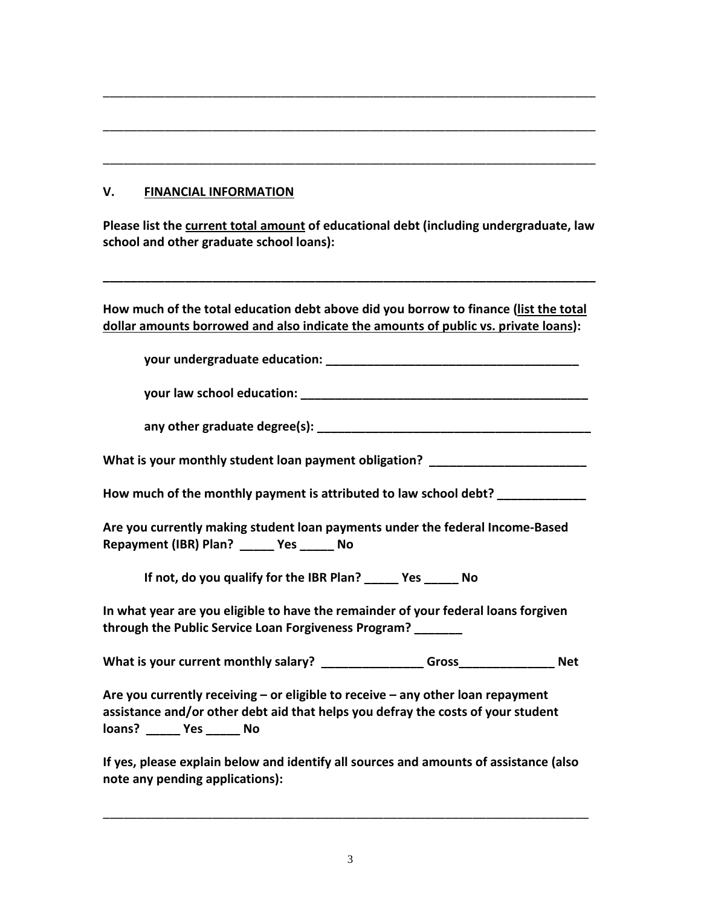\_\_\_\_\_\_\_\_\_\_\_\_\_\_\_\_\_\_\_\_\_\_\_\_\_\_\_\_\_\_\_\_\_\_\_\_\_\_\_\_\_\_\_\_\_\_\_\_\_\_\_\_\_\_\_\_\_\_\_\_\_\_\_\_\_\_\_\_\_\_\_\_\_\_\_\_

\_\_\_\_\_\_\_\_\_\_\_\_\_\_\_\_\_\_\_\_\_\_\_\_\_\_\_\_\_\_\_\_\_\_\_\_\_\_\_\_\_\_\_\_\_\_\_\_\_\_\_\_\_\_\_\_\_\_\_\_\_\_\_\_\_\_\_\_\_\_\_\_\_\_\_\_

\_\_\_\_\_\_\_\_\_\_\_\_\_\_\_\_\_\_\_\_\_\_\_\_\_\_\_\_\_\_\_\_\_\_\_\_\_\_\_\_\_\_\_\_\_\_\_\_\_\_\_\_\_\_\_\_\_\_\_\_\_\_\_\_\_\_\_\_\_\_\_\_\_\_\_\_

## V. <u>FINANCIAL INFORMATION</u>

**Please list the <u>current total amount</u> of educational debt (including undergraduate, law school and other graduate school loans):**

\_\_\_\_\_\_\_\_\_\_\_\_\_\_\_\_\_\_\_\_\_\_\_\_\_\_\_\_\_\_\_\_\_\_\_\_\_\_\_\_\_\_\_\_\_\_\_\_\_\_\_\_\_\_\_\_\_\_\_\_\_\_\_\_\_\_\_\_\_\_\_\_\_\_\_\_

**How much of the total education debt above did you borrow to finance (<u>list the total dollar amounts borrowed and also indicate the amounts of public vs. private loans</u>):**

**your undergraduate education: \_\_\_\_\_\_\_\_\_\_\_\_\_\_\_\_\_\_\_\_\_\_\_\_\_\_\_\_\_\_\_\_\_\_\_\_\_\_\_**

**your law school education: \_\_\_\_\_\_\_\_\_\_\_\_\_\_\_\_\_\_\_\_\_\_\_\_\_\_\_\_\_\_\_\_\_\_\_\_\_\_\_\_\_\_\_\_\_**

**any other graduate degree(s): \_\_\_\_\_\_\_\_\_\_\_\_\_\_\_\_\_\_\_\_\_\_\_\_\_\_\_\_\_\_\_\_\_\_\_\_\_\_\_\_\_\_\_**

**What is your monthly student loan payment obligation? \_\_\_\_\_\_\_\_\_\_\_\_\_\_\_\_\_\_\_\_\_\_\_\_**

**How much of the monthly payment is attributed to law school debt? \_\_\_\_\_\_\_\_\_\_\_\_\_**

**Are you currently making student loan payments under the federal Income-Based Repayment (IBR) Plan? \_\_\_\_\_ Yes \_\_\_\_\_ No**

**If not, do you qualify for the IBR Plan? \_\_\_\_\_ Yes \_\_\_\_\_ No**

**In what year are you eligible to have the remainder of your federal loans forgiven through the Public Service Loan Forgiveness Program? \_\_\_\_\_\_\_**

**What is your current monthly salary? \_\_\_\_\_\_\_\_\_\_\_\_\_\_\_ Gross\_\_\_\_\_\_\_\_\_\_\_\_\_\_ Net**

**Are you currently receiving – or eligible to receive – any other loan repayment assistance and/or other debt aid that helps you defray the costs of your student loans? \_\_\_\_\_ Yes \_\_\_\_\_ No**

**If yes, please explain below and identify all sources and amounts of assistance (also note any pending applications):**

\_\_\_\_\_\_\_\_\_\_\_\_\_\_\_\_\_\_\_\_\_\_\_\_\_\_\_\_\_\_\_\_\_\_\_\_\_\_\_\_\_\_\_\_\_\_\_\_\_\_\_\_\_\_\_\_\_\_\_\_\_\_\_\_\_\_\_\_\_\_\_\_\_\_\_\_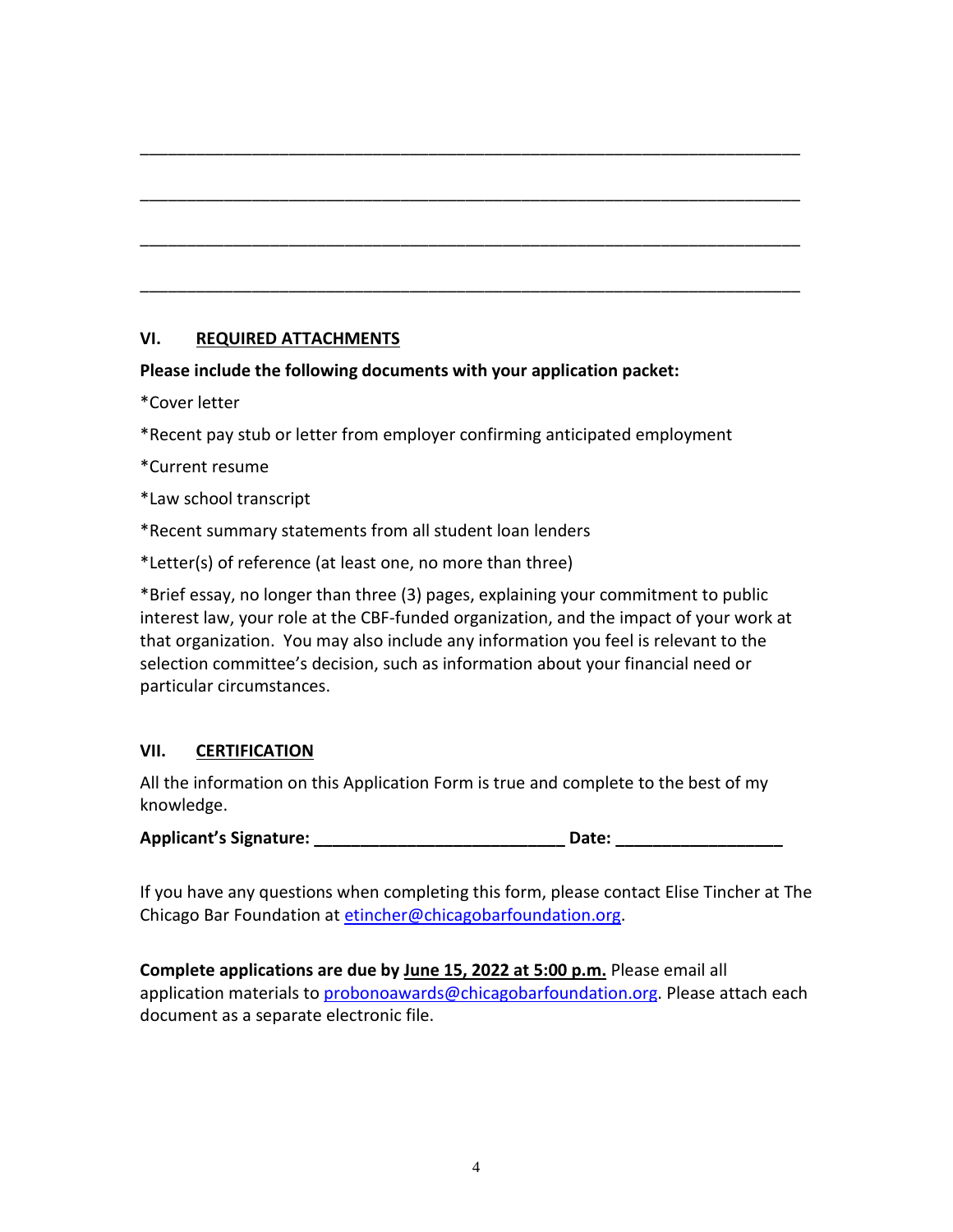\_\_\_\_\_\_\_\_\_\_\_\_\_\_\_\_\_\_\_\_\_\_\_\_\_\_\_\_\_\_\_\_\_\_\_\_\_\_\_\_\_\_\_\_\_\_\_\_\_\_\_\_\_\_\_\_\_\_\_\_\_\_\_\_\_\_\_\_\_\_

\_\_\_\_\_\_\_\_\_\_\_\_\_\_\_\_\_\_\_\_\_\_\_\_\_\_\_\_\_\_\_\_\_\_\_\_\_\_\_\_\_\_\_\_\_\_\_\_\_\_\_\_\_\_\_\_\_\_\_\_\_\_\_\_\_\_\_\_\_\_

\_\_\_\_\_\_\_\_\_\_\_\_\_\_\_\_\_\_\_\_\_\_\_\_\_\_\_\_\_\_\_\_\_\_\_\_\_\_\_\_\_\_\_\_\_\_\_\_\_\_\_\_\_\_\_\_\_\_\_\_\_\_\_\_\_\_\_\_\_\_

\_\_\_\_\_\_\_\_\_\_\_\_\_\_\_\_\_\_\_\_\_\_\_\_\_\_\_\_\_\_\_\_\_\_\_\_\_\_\_\_\_\_\_\_\_\_\_\_\_\_\_\_\_\_\_\_\_\_\_\_\_\_\_\_\_\_\_\_\_\_

## VI. REQUIRED ATTACHMENTS

**Please include the following documents with your application packet:**

*Cover letter

*Recent pay stub or letter from employer confirming anticipated employment

*Current resume

*Law school transcript

*Recent summary statements from all student loan lenders

*Letter(s) of reference (at least one, no more than three)

*Brief essay, no longer than three (3) pages, explaining your commitment to public interest law, your role at the CBF-funded organization, and the impact of your work at that organization. You may also include any information you feel is relevant to the selection committee's decision, such as information about your financial need or particular circumstances.

## VII. CERTIFICATION

All the information on this Application Form is true and complete to the best of my knowledge.

**Applicant's Signature: \_\_\_\_\_\_\_\_\_\_\_\_\_\_\_\_\_\_\_\_\_\_\_\_\_\_\_ Date: \_\_\_\_\_\_\_\_\_\_\_\_\_\_\_\_\_\_**

If you have any questions when completing this form, please contact Elise Tincher at The Chicago Bar Foundation at etincher@chicagobarfoundation.org.

**Complete applications are due by June 15, 2022 at 5:00 p.m.** Please email all application materials to probonoawards@chicagobarfoundation.org. Please attach each document as a separate electronic file.